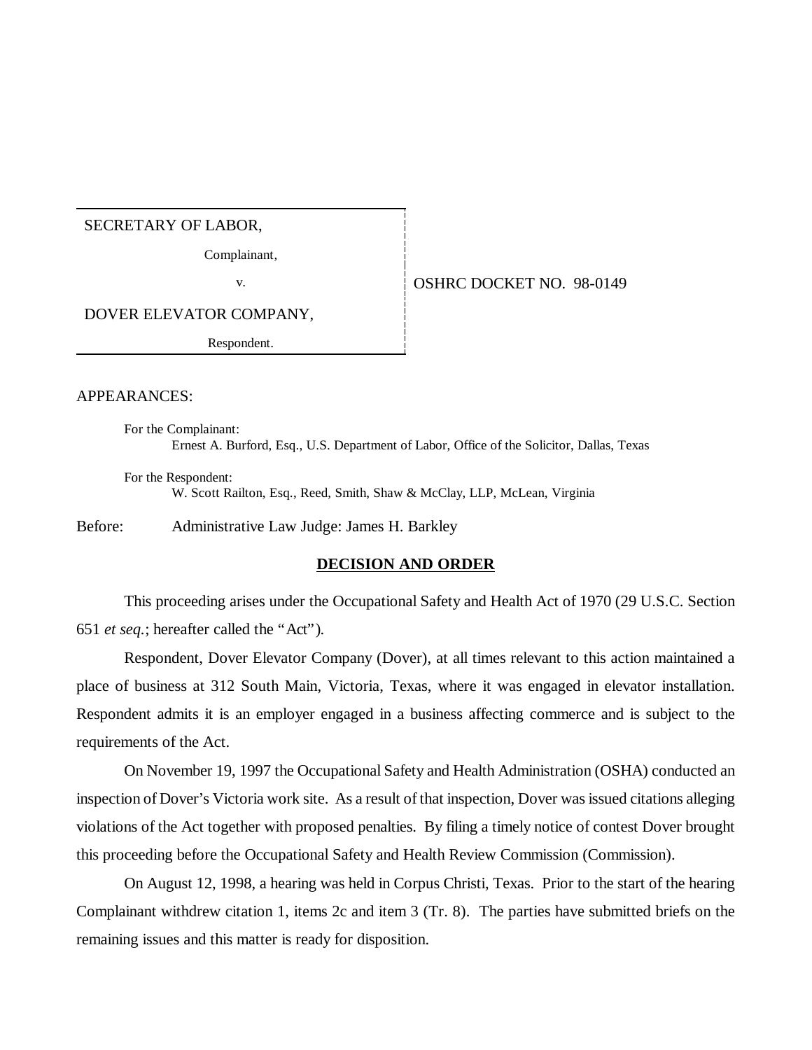SECRETARY OF LABOR,

Complainant,

v.

DOVER ELEVATOR COMPANY,

Respondent.

OSHRC DOCKET NO. 98-0149

APPEARANCES:

For the Complainant:
Ernest A. Burford, Esq., U.S. Department of Labor, Office of the Solicitor, Dallas, Texas

For the Respondent:
W. Scott Railton, Esq., Reed, Smith, Shaw & McClay, LLP, McLean, Virginia

Before: Administrative Law Judge: James H. Barkley

## DECISION AND ORDER

This proceeding arises under the Occupational Safety and Health Act of 1970 (29 U.S.C. Section 651 *et seq.*; hereafter called the "Act").

Respondent, Dover Elevator Company (Dover), at all times relevant to this action maintained a place of business at 312 South Main, Victoria, Texas, where it was engaged in elevator installation. Respondent admits it is an employer engaged in a business affecting commerce and is subject to the requirements of the Act.

On November 19, 1997 the Occupational Safety and Health Administration (OSHA) conducted an inspection of Dover's Victoria work site. As a result of that inspection, Dover was issued citations alleging violations of the Act together with proposed penalties. By filing a timely notice of contest Dover brought this proceeding before the Occupational Safety and Health Review Commission (Commission).

On August 12, 1998, a hearing was held in Corpus Christi, Texas. Prior to the start of the hearing Complainant withdrew citation 1, items 2c and item 3 (Tr. 8). The parties have submitted briefs on the remaining issues and this matter is ready for disposition.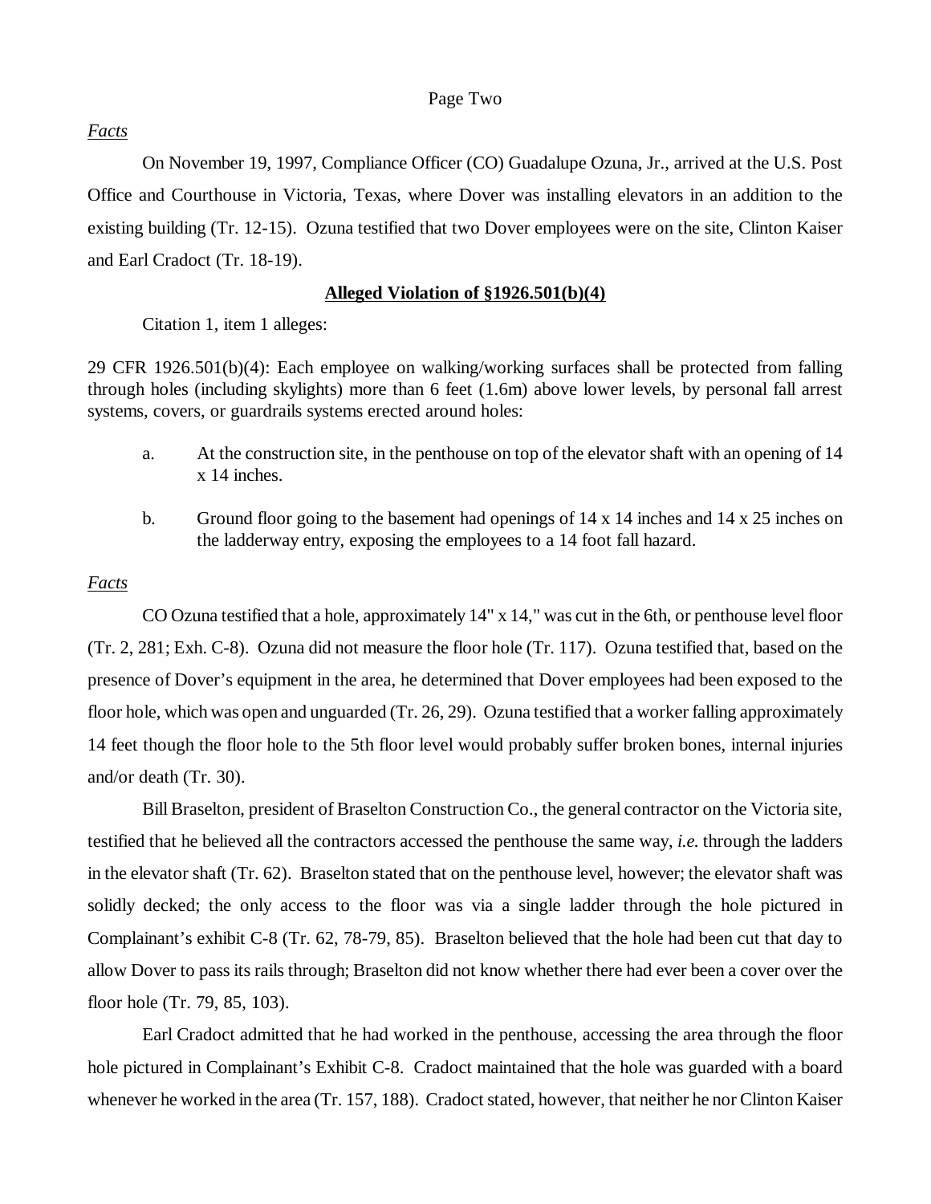*Facts*

On November 19, 1997, Compliance Officer (CO) Guadalupe Ozuna, Jr., arrived at the U.S. Post Office and Courthouse in Victoria, Texas, where Dover was installing elevators in an addition to the existing building (Tr. 12-15). Ozuna testified that two Dover employees were on the site, Clinton Kaiser and Earl Cradoct (Tr. 18-19).

**Alleged Violation of §1926.501(b)(4)**

Citation 1, item 1 alleges:

29 CFR 1926.501(b)(4): Each employee on walking/working surfaces shall be protected from falling through holes (including skylights) more than 6 feet (1.6m) above lower levels, by personal fall arrest systems, covers, or guardrails systems erected around holes:

a. At the construction site, in the penthouse on top of the elevator shaft with an opening of 14 x 14 inches.

b. Ground floor going to the basement had openings of 14 x 14 inches and 14 x 25 inches on the ladderway entry, exposing the employees to a 14 foot fall hazard.

*Facts*

CO Ozuna testified that a hole, approximately 14" x 14," was cut in the 6th, or penthouse level floor (Tr. 2, 281; Exh. C-8). Ozuna did not measure the floor hole (Tr. 117). Ozuna testified that, based on the presence of Dover's equipment in the area, he determined that Dover employees had been exposed to the floor hole, which was open and unguarded (Tr. 26, 29). Ozuna testified that a worker falling approximately 14 feet though the floor hole to the 5th floor level would probably suffer broken bones, internal injuries and/or death (Tr. 30).

Bill Braselton, president of Braselton Construction Co., the general contractor on the Victoria site, testified that he believed all the contractors accessed the penthouse the same way, *i.e.* through the ladders in the elevator shaft (Tr. 62). Braselton stated that on the penthouse level, however; the elevator shaft was solidly decked; the only access to the floor was via a single ladder through the hole pictured in Complainant's exhibit C-8 (Tr. 62, 78-79, 85). Braselton believed that the hole had been cut that day to allow Dover to pass its rails through; Braselton did not know whether there had ever been a cover over the floor hole (Tr. 79, 85, 103).

Earl Cradoct admitted that he had worked in the penthouse, accessing the area through the floor hole pictured in Complainant's Exhibit C-8. Cradoct maintained that the hole was guarded with a board whenever he worked in the area (Tr. 157, 188). Cradoct stated, however, that neither he nor Clinton Kaiser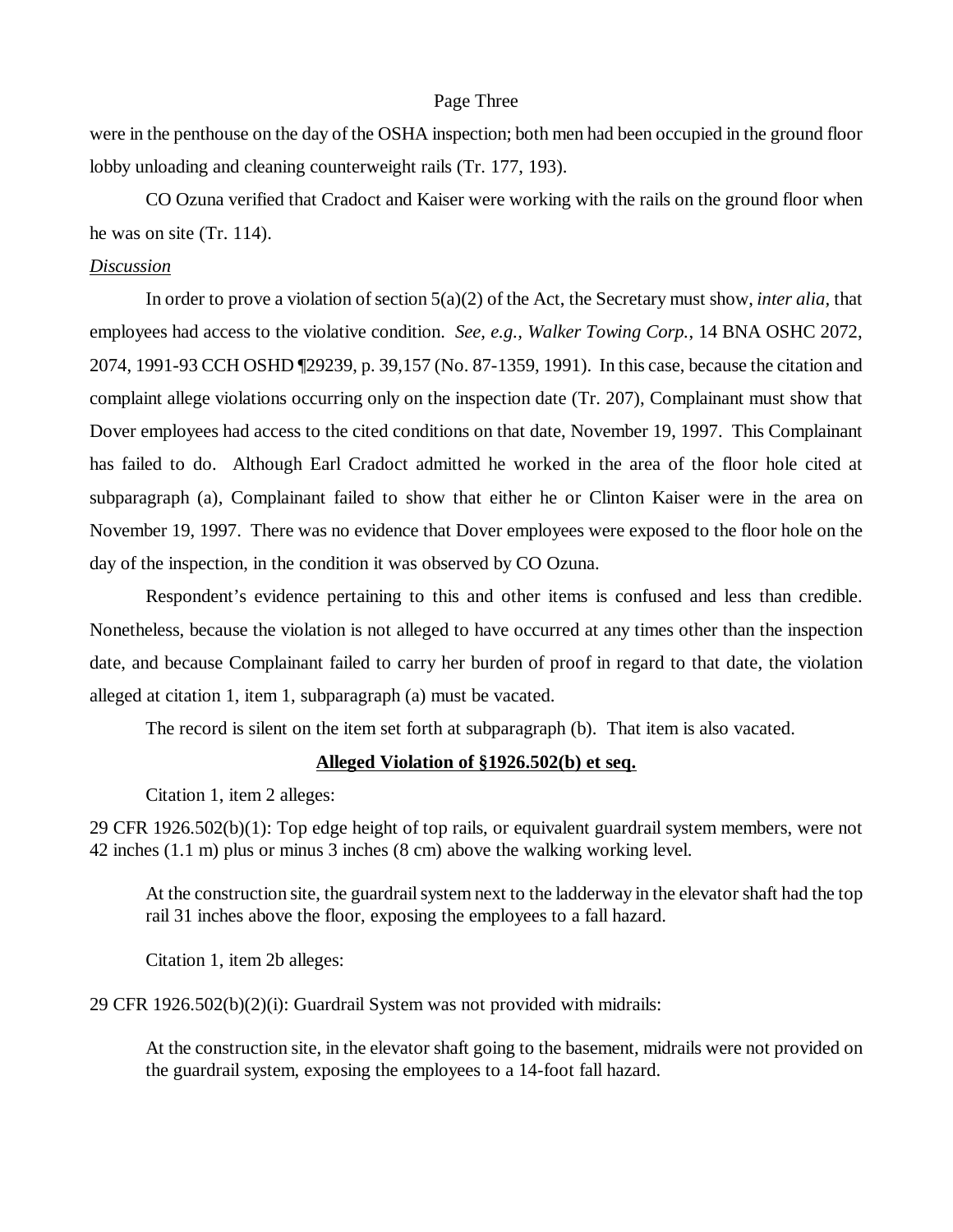were in the penthouse on the day of the OSHA inspection; both men had been occupied in the ground floor lobby unloading and cleaning counterweight rails (Tr. 177, 193).

CO Ozuna verified that Cradoct and Kaiser were working with the rails on the ground floor when he was on site (Tr. 114).

*Discussion*

In order to prove a violation of section 5(a)(2) of the Act, the Secretary must show, *inter alia,* that employees had access to the violative condition. *See, e.g., Walker Towing Corp.*, 14 BNA OSHC 2072, 2074, 1991-93 CCH OSHD ¶29239, p. 39,157 (No. 87-1359, 1991). In this case, because the citation and complaint allege violations occurring only on the inspection date (Tr. 207), Complainant must show that Dover employees had access to the cited conditions on that date, November 19, 1997. This Complainant has failed to do. Although Earl Cradoct admitted he worked in the area of the floor hole cited at subparagraph (a), Complainant failed to show that either he or Clinton Kaiser were in the area on November 19, 1997. There was no evidence that Dover employees were exposed to the floor hole on the day of the inspection, in the condition it was observed by CO Ozuna.

Respondent's evidence pertaining to this and other items is confused and less than credible. Nonetheless, because the violation is not alleged to have occurred at any times other than the inspection date, and because Complainant failed to carry her burden of proof in regard to that date, the violation alleged at citation 1, item 1, subparagraph (a) must be vacated.

The record is silent on the item set forth at subparagraph (b). That item is also vacated.

**Alleged Violation of §1926.502(b) et seq.**

Citation 1, item 2 alleges:

29 CFR 1926.502(b)(1): Top edge height of top rails, or equivalent guardrail system members, were not 42 inches (1.1 m) plus or minus 3 inches (8 cm) above the walking working level.

> At the construction site, the guardrail system next to the ladderway in the elevator shaft had the top rail 31 inches above the floor, exposing the employees to a fall hazard.

Citation 1, item 2b alleges:

29 CFR 1926.502(b)(2)(i): Guardrail System was not provided with midrails:

> At the construction site, in the elevator shaft going to the basement, midrails were not provided on the guardrail system, exposing the employees to a 14-foot fall hazard.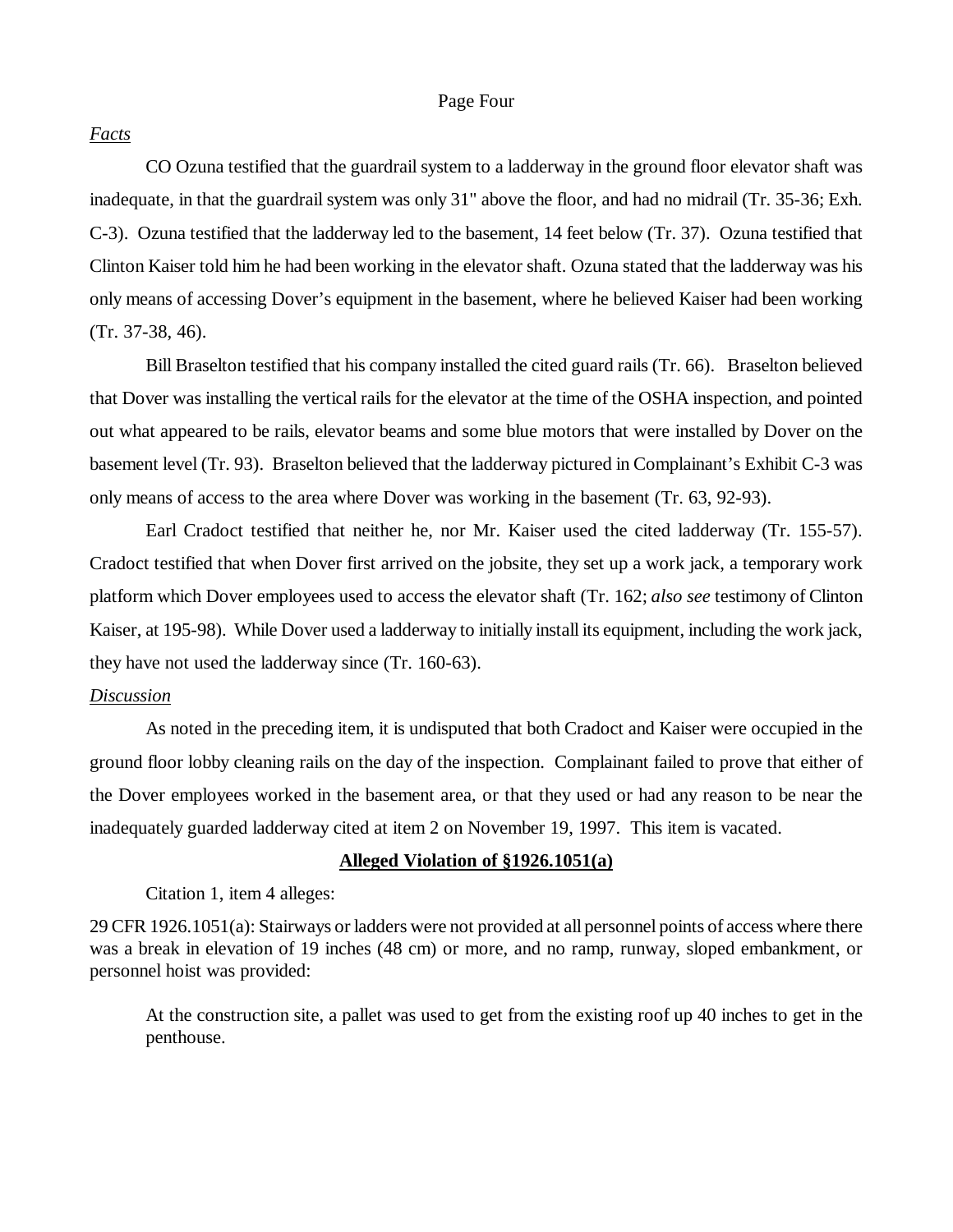*Facts*

CO Ozuna testified that the guardrail system to a ladderway in the ground floor elevator shaft was inadequate, in that the guardrail system was only 31" above the floor, and had no midrail (Tr. 35-36; Exh. C-3). Ozuna testified that the ladderway led to the basement, 14 feet below (Tr. 37). Ozuna testified that Clinton Kaiser told him he had been working in the elevator shaft. Ozuna stated that the ladderway was his only means of accessing Dover's equipment in the basement, where he believed Kaiser had been working (Tr. 37-38, 46).

Bill Braselton testified that his company installed the cited guard rails (Tr. 66). Braselton believed that Dover was installing the vertical rails for the elevator at the time of the OSHA inspection, and pointed out what appeared to be rails, elevator beams and some blue motors that were installed by Dover on the basement level (Tr. 93). Braselton believed that the ladderway pictured in Complainant's Exhibit C-3 was only means of access to the area where Dover was working in the basement (Tr. 63, 92-93).

Earl Cradoct testified that neither he, nor Mr. Kaiser used the cited ladderway (Tr. 155-57). Cradoct testified that when Dover first arrived on the jobsite, they set up a work jack, a temporary work platform which Dover employees used to access the elevator shaft (Tr. 162; *also see* testimony of Clinton Kaiser, at 195-98). While Dover used a ladderway to initially install its equipment, including the work jack, they have not used the ladderway since (Tr. 160-63).

*Discussion*

As noted in the preceding item, it is undisputed that both Cradoct and Kaiser were occupied in the ground floor lobby cleaning rails on the day of the inspection. Complainant failed to prove that either of the Dover employees worked in the basement area, or that they used or had any reason to be near the inadequately guarded ladderway cited at item 2 on November 19, 1997. This item is vacated.

**Alleged Violation of §1926.1051(a)**

Citation 1, item 4 alleges:

29 CFR 1926.1051(a): Stairways or ladders were not provided at all personnel points of access where there was a break in elevation of 19 inches (48 cm) or more, and no ramp, runway, sloped embankment, or personnel hoist was provided:

> At the construction site, a pallet was used to get from the existing roof up 40 inches to get in the penthouse.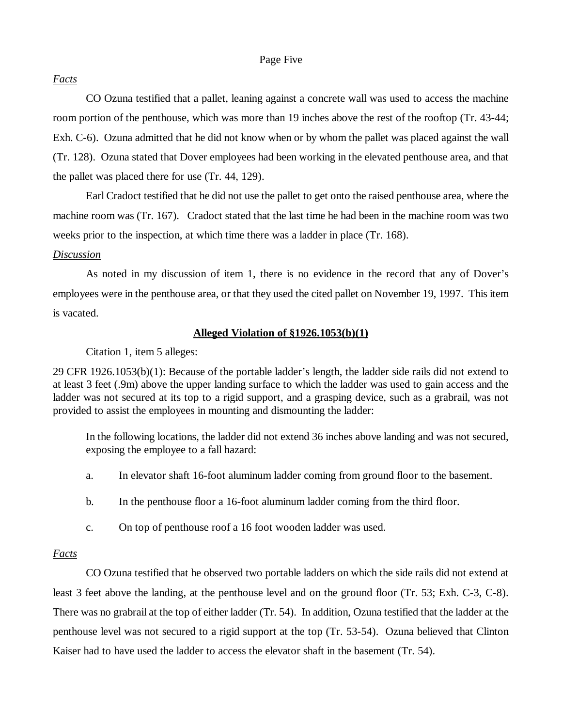*Facts*

CO Ozuna testified that a pallet, leaning against a concrete wall was used to access the machine room portion of the penthouse, which was more than 19 inches above the rest of the rooftop (Tr. 43-44; Exh. C-6). Ozuna admitted that he did not know when or by whom the pallet was placed against the wall (Tr. 128). Ozuna stated that Dover employees had been working in the elevated penthouse area, and that the pallet was placed there for use (Tr. 44, 129).

Earl Cradoct testified that he did not use the pallet to get onto the raised penthouse area, where the machine room was (Tr. 167). Cradoct stated that the last time he had been in the machine room was two weeks prior to the inspection, at which time there was a ladder in place (Tr. 168).

*Discussion*

As noted in my discussion of item 1, there is no evidence in the record that any of Dover's employees were in the penthouse area, or that they used the cited pallet on November 19, 1997. This item is vacated.

**Alleged Violation of §1926.1053(b)(1)**

Citation 1, item 5 alleges:

29 CFR 1926.1053(b)(1): Because of the portable ladder's length, the ladder side rails did not extend to at least 3 feet (.9m) above the upper landing surface to which the ladder was used to gain access and the ladder was not secured at its top to a rigid support, and a grasping device, such as a grabrail, was not provided to assist the employees in mounting and dismounting the ladder:

> In the following locations, the ladder did not extend 36 inches above landing and was not secured, exposing the employee to a fall hazard:
>
> a. In elevator shaft 16-foot aluminum ladder coming from ground floor to the basement.
>
> b. In the penthouse floor a 16-foot aluminum ladder coming from the third floor.
>
> c. On top of penthouse roof a 16 foot wooden ladder was used.

*Facts*

CO Ozuna testified that he observed two portable ladders on which the side rails did not extend at least 3 feet above the landing, at the penthouse level and on the ground floor (Tr. 53; Exh. C-3, C-8). There was no grabrail at the top of either ladder (Tr. 54). In addition, Ozuna testified that the ladder at the penthouse level was not secured to a rigid support at the top (Tr. 53-54). Ozuna believed that Clinton Kaiser had to have used the ladder to access the elevator shaft in the basement (Tr. 54).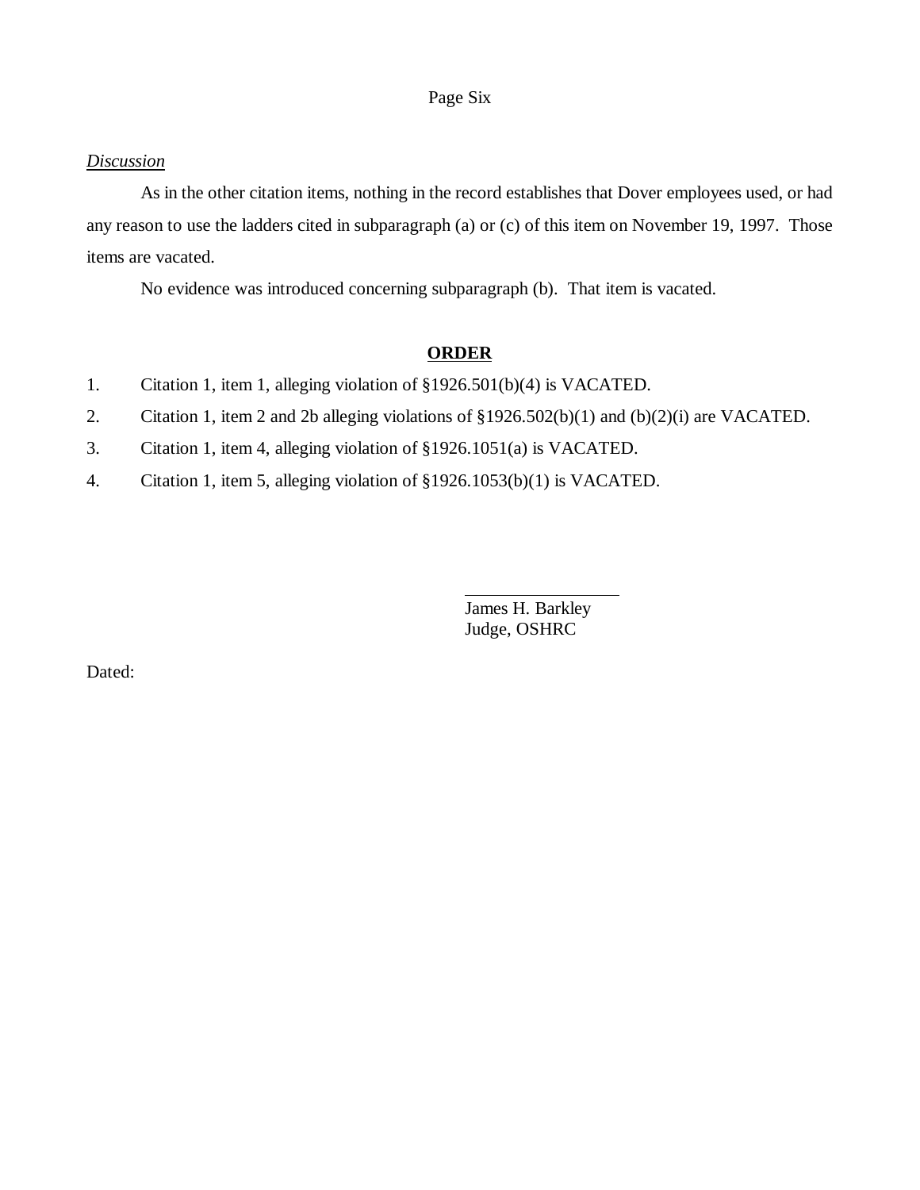*Discussion*

As in the other citation items, nothing in the record establishes that Dover employees used, or had any reason to use the ladders cited in subparagraph (a) or (c) of this item on November 19, 1997. Those items are vacated.

No evidence was introduced concerning subparagraph (b). That item is vacated.

## ORDER

1. Citation 1, item 1, alleging violation of §1926.501(b)(4) is VACATED.
2. Citation 1, item 2 and 2b alleging violations of §1926.502(b)(1) and (b)(2)(i) are VACATED.
3. Citation 1, item 4, alleging violation of §1926.1051(a) is VACATED.
4. Citation 1, item 5, alleging violation of §1926.1053(b)(1) is VACATED.

James H. Barkley
Judge, OSHRC

Dated: